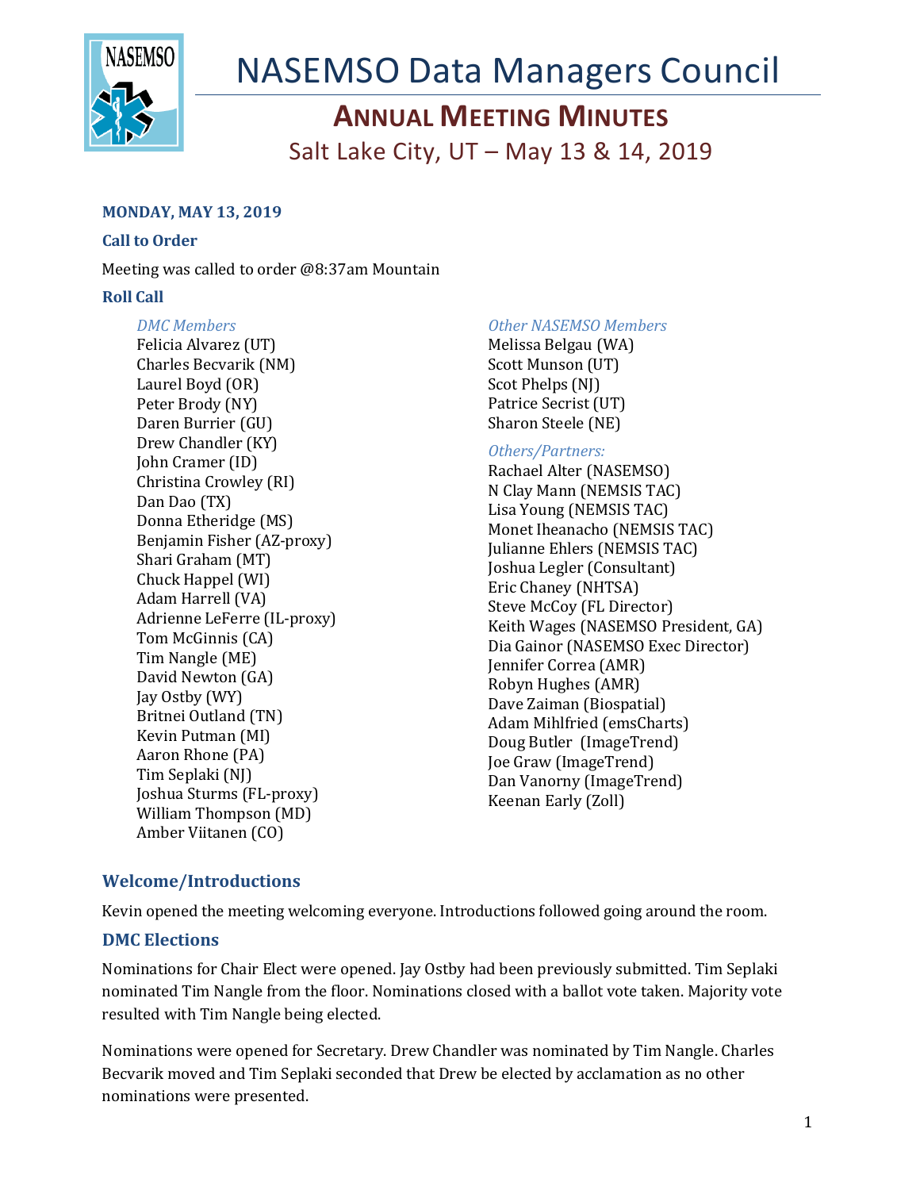# NASEMSO Data Managers Council

## ANNUAL MEETING MINUTES

Salt Lake City, UT – May 13 & 14, 2019

### MONDAY, MAY 13, 2019

### Call to Order

Meeting was called to order @8:37am Mountain

### Roll Call

*DMC Members*

Felicia Alvarez (UT)
Charles Becvarik (NM)
Laurel Boyd (OR)
Peter Brody (NY)
Daren Burrier (GU)
Drew Chandler (KY)
John Cramer (ID)
Christina Crowley (RI)
Dan Dao (TX)
Donna Etheridge (MS)
Benjamin Fisher (AZ-proxy)
Shari Graham (MT)
Chuck Happel (WI)
Adam Harrell (VA)
Adrienne LeFerre (IL-proxy)
Tom McGinnis (CA)
Tim Nangle (ME)
David Newton (GA)
Jay Ostby (WY)
Britnei Outland (TN)
Kevin Putman (MI)
Aaron Rhone (PA)
Tim Seplaki (NJ)
Joshua Sturms (FL-proxy)
William Thompson (MD)
Amber Viitanen (CO)

*Other NASEMSO Members*

Melissa Belgau (WA)
Scott Munson (UT)
Scot Phelps (NJ)
Patrice Secrist (UT)
Sharon Steele (NE)

*Others/Partners:*

Rachael Alter (NASEMSO)
N Clay Mann (NEMSIS TAC)
Lisa Young (NEMSIS TAC)
Monet Iheanacho (NEMSIS TAC)
Julianne Ehlers (NEMSIS TAC)
Joshua Legler (Consultant)
Eric Chaney (NHTSA)
Steve McCoy (FL Director)
Keith Wages (NASEMSO President, GA)
Dia Gainor (NASEMSO Exec Director)
Jennifer Correa (AMR)
Robyn Hughes (AMR)
Dave Zaiman (Biospatial)
Adam Mihlfried (emsCharts)
Doug Butler (ImageTrend)
Joe Graw (ImageTrend)
Dan Vanorny (ImageTrend)
Keenan Early (Zoll)

### Welcome/Introductions

Kevin opened the meeting welcoming everyone. Introductions followed going around the room.

### DMC Elections

Nominations for Chair Elect were opened. Jay Ostby had been previously submitted. Tim Seplaki nominated Tim Nangle from the floor. Nominations closed with a ballot vote taken. Majority vote resulted with Tim Nangle being elected.

Nominations were opened for Secretary. Drew Chandler was nominated by Tim Nangle. Charles Becvarik moved and Tim Seplaki seconded that Drew be elected by acclamation as no other nominations were presented.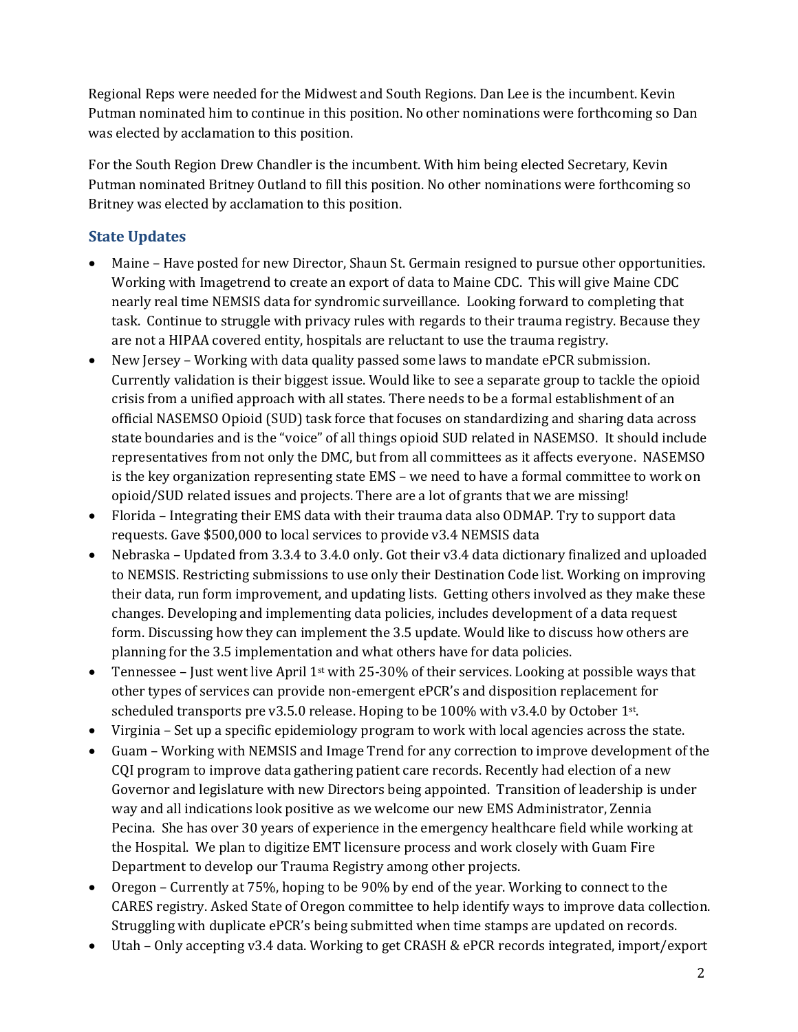Regional Reps were needed for the Midwest and South Regions. Dan Lee is the incumbent. Kevin Putman nominated him to continue in this position. No other nominations were forthcoming so Dan was elected by acclamation to this position.

For the South Region Drew Chandler is the incumbent. With him being elected Secretary, Kevin Putman nominated Britney Outland to fill this position. No other nominations were forthcoming so Britney was elected by acclamation to this position.

## State Updates

- Maine – Have posted for new Director, Shaun St. Germain resigned to pursue other opportunities. Working with Imagetrend to create an export of data to Maine CDC. This will give Maine CDC nearly real time NEMSIS data for syndromic surveillance. Looking forward to completing that task. Continue to struggle with privacy rules with regards to their trauma registry. Because they are not a HIPAA covered entity, hospitals are reluctant to use the trauma registry.
- New Jersey – Working with data quality passed some laws to mandate ePCR submission. Currently validation is their biggest issue. Would like to see a separate group to tackle the opioid crisis from a unified approach with all states. There needs to be a formal establishment of an official NASEMSO Opioid (SUD) task force that focuses on standardizing and sharing data across state boundaries and is the "voice" of all things opioid SUD related in NASEMSO. It should include representatives from not only the DMC, but from all committees as it affects everyone. NASEMSO is the key organization representing state EMS – we need to have a formal committee to work on opioid/SUD related issues and projects. There are a lot of grants that we are missing!
- Florida – Integrating their EMS data with their trauma data also ODMAP. Try to support data requests. Gave $500,000 to local services to provide v3.4 NEMSIS data
- Nebraska – Updated from 3.3.4 to 3.4.0 only. Got their v3.4 data dictionary finalized and uploaded to NEMSIS. Restricting submissions to use only their Destination Code list. Working on improving their data, run form improvement, and updating lists. Getting others involved as they make these changes. Developing and implementing data policies, includes development of a data request form. Discussing how they can implement the 3.5 update. Would like to discuss how others are planning for the 3.5 implementation and what others have for data policies.
- Tennessee – Just went live April 1st with 25-30% of their services. Looking at possible ways that other types of services can provide non-emergent ePCR's and disposition replacement for scheduled transports pre v3.5.0 release. Hoping to be 100% with v3.4.0 by October 1st.
- Virginia – Set up a specific epidemiology program to work with local agencies across the state.
- Guam – Working with NEMSIS and Image Trend for any correction to improve development of the CQI program to improve data gathering patient care records. Recently had election of a new Governor and legislature with new Directors being appointed. Transition of leadership is under way and all indications look positive as we welcome our new EMS Administrator, Zennia Pecina. She has over 30 years of experience in the emergency healthcare field while working at the Hospital. We plan to digitize EMT licensure process and work closely with Guam Fire Department to develop our Trauma Registry among other projects.
- Oregon – Currently at 75%, hoping to be 90% by end of the year. Working to connect to the CARES registry. Asked State of Oregon committee to help identify ways to improve data collection. Struggling with duplicate ePCR's being submitted when time stamps are updated on records.
- Utah – Only accepting v3.4 data. Working to get CRASH & ePCR records integrated, import/export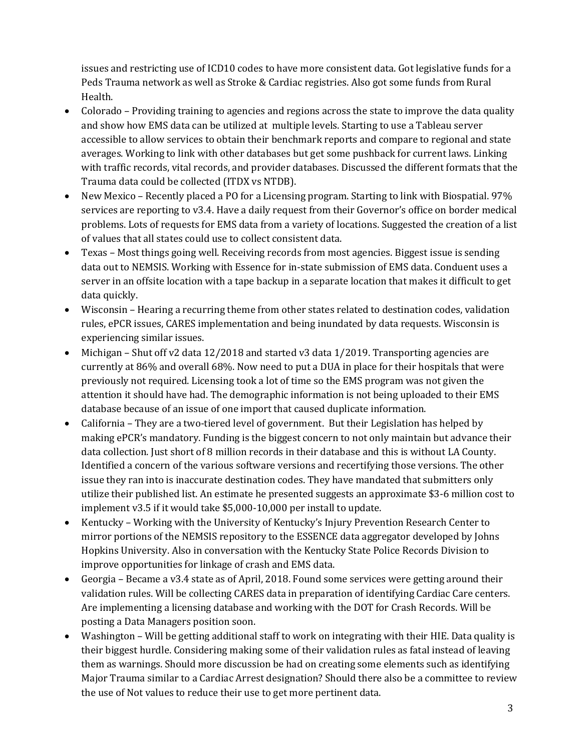issues and restricting use of ICD10 codes to have more consistent data. Got legislative funds for a Peds Trauma network as well as Stroke & Cardiac registries. Also got some funds from Rural Health.

- Colorado – Providing training to agencies and regions across the state to improve the data quality and show how EMS data can be utilized at multiple levels. Starting to use a Tableau server accessible to allow services to obtain their benchmark reports and compare to regional and state averages. Working to link with other databases but get some pushback for current laws. Linking with traffic records, vital records, and provider databases. Discussed the different formats that the Trauma data could be collected (ITDX vs NTDB).
- New Mexico – Recently placed a PO for a Licensing program. Starting to link with Biospatial. 97% services are reporting to v3.4. Have a daily request from their Governor's office on border medical problems. Lots of requests for EMS data from a variety of locations. Suggested the creation of a list of values that all states could use to collect consistent data.
- Texas – Most things going well. Receiving records from most agencies. Biggest issue is sending data out to NEMSIS. Working with Essence for in-state submission of EMS data. Conduent uses a server in an offsite location with a tape backup in a separate location that makes it difficult to get data quickly.
- Wisconsin – Hearing a recurring theme from other states related to destination codes, validation rules, ePCR issues, CARES implementation and being inundated by data requests. Wisconsin is experiencing similar issues.
- Michigan – Shut off v2 data 12/2018 and started v3 data 1/2019. Transporting agencies are currently at 86% and overall 68%. Now need to put a DUA in place for their hospitals that were previously not required. Licensing took a lot of time so the EMS program was not given the attention it should have had. The demographic information is not being uploaded to their EMS database because of an issue of one import that caused duplicate information.
- California – They are a two-tiered level of government. But their Legislation has helped by making ePCR's mandatory. Funding is the biggest concern to not only maintain but advance their data collection. Just short of 8 million records in their database and this is without LA County. Identified a concern of the various software versions and recertifying those versions. The other issue they ran into is inaccurate destination codes. They have mandated that submitters only utilize their published list. An estimate he presented suggests an approximate $3-6 million cost to implement v3.5 if it would take $5,000-10,000 per install to update.
- Kentucky – Working with the University of Kentucky's Injury Prevention Research Center to mirror portions of the NEMSIS repository to the ESSENCE data aggregator developed by Johns Hopkins University. Also in conversation with the Kentucky State Police Records Division to improve opportunities for linkage of crash and EMS data.
- Georgia – Became a v3.4 state as of April, 2018. Found some services were getting around their validation rules. Will be collecting CARES data in preparation of identifying Cardiac Care centers. Are implementing a licensing database and working with the DOT for Crash Records. Will be posting a Data Managers position soon.
- Washington – Will be getting additional staff to work on integrating with their HIE. Data quality is their biggest hurdle. Considering making some of their validation rules as fatal instead of leaving them as warnings. Should more discussion be had on creating some elements such as identifying Major Trauma similar to a Cardiac Arrest designation? Should there also be a committee to review the use of Not values to reduce their use to get more pertinent data.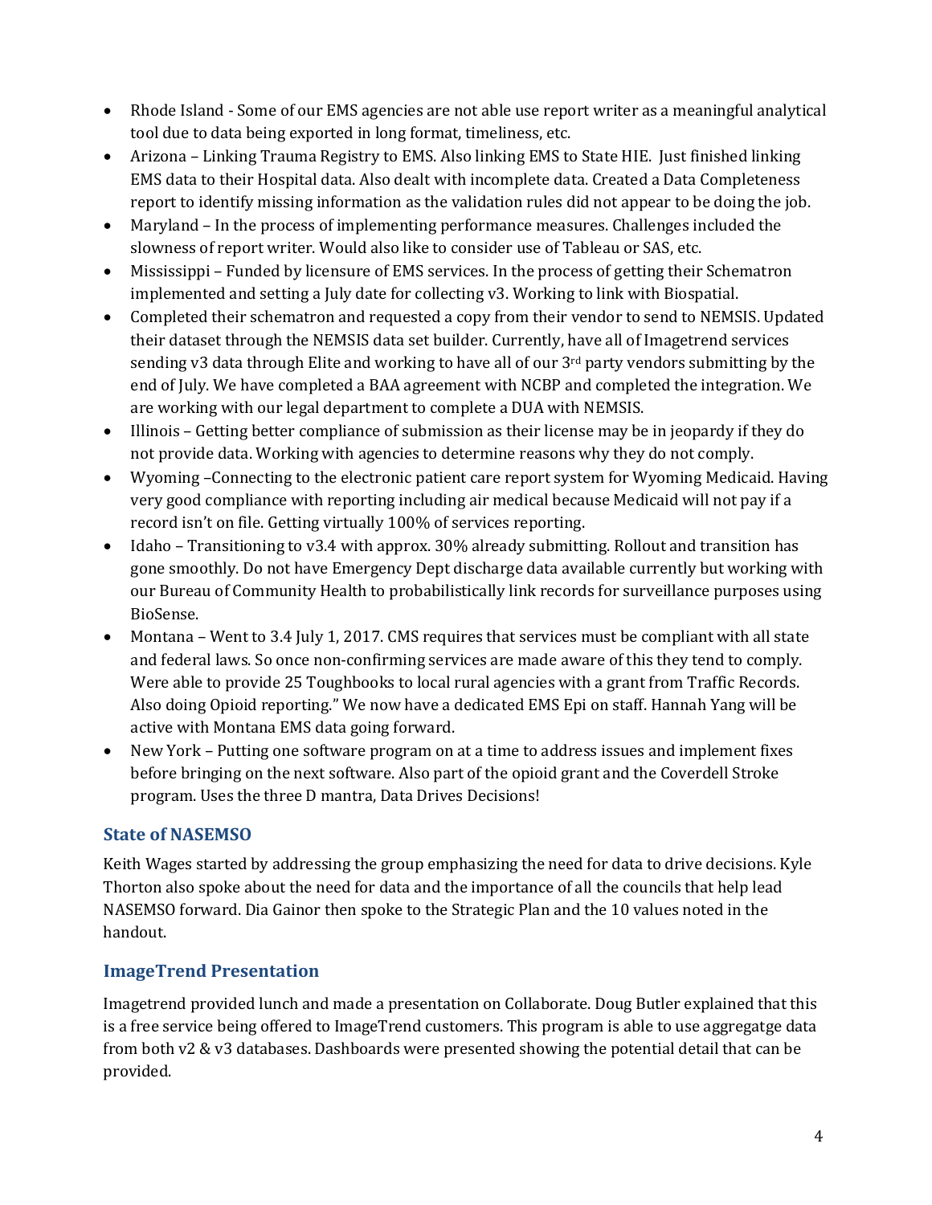- Rhode Island - Some of our EMS agencies are not able use report writer as a meaningful analytical tool due to data being exported in long format, timeliness, etc.
- Arizona – Linking Trauma Registry to EMS. Also linking EMS to State HIE. Just finished linking EMS data to their Hospital data. Also dealt with incomplete data. Created a Data Completeness report to identify missing information as the validation rules did not appear to be doing the job.
- Maryland – In the process of implementing performance measures. Challenges included the slowness of report writer. Would also like to consider use of Tableau or SAS, etc.
- Mississippi – Funded by licensure of EMS services. In the process of getting their Schematron implemented and setting a July date for collecting v3. Working to link with Biospatial.
- Completed their schematron and requested a copy from their vendor to send to NEMSIS. Updated their dataset through the NEMSIS data set builder. Currently, have all of Imagetrend services sending v3 data through Elite and working to have all of our 3rd party vendors submitting by the end of July. We have completed a BAA agreement with NCBP and completed the integration. We are working with our legal department to complete a DUA with NEMSIS.
- Illinois – Getting better compliance of submission as their license may be in jeopardy if they do not provide data. Working with agencies to determine reasons why they do not comply.
- Wyoming –Connecting to the electronic patient care report system for Wyoming Medicaid. Having very good compliance with reporting including air medical because Medicaid will not pay if a record isn't on file. Getting virtually 100% of services reporting.
- Idaho – Transitioning to v3.4 with approx. 30% already submitting. Rollout and transition has gone smoothly. Do not have Emergency Dept discharge data available currently but working with our Bureau of Community Health to probabilistically link records for surveillance purposes using BioSense.
- Montana – Went to 3.4 July 1, 2017. CMS requires that services must be compliant with all state and federal laws. So once non-confirming services are made aware of this they tend to comply. Were able to provide 25 Toughbooks to local rural agencies with a grant from Traffic Records. Also doing Opioid reporting." We now have a dedicated EMS Epi on staff. Hannah Yang will be active with Montana EMS data going forward.
- New York – Putting one software program on at a time to address issues and implement fixes before bringing on the next software. Also part of the opioid grant and the Coverdell Stroke program. Uses the three D mantra, Data Drives Decisions!

## State of NASEMSO

Keith Wages started by addressing the group emphasizing the need for data to drive decisions. Kyle Thorton also spoke about the need for data and the importance of all the councils that help lead NASEMSO forward. Dia Gainor then spoke to the Strategic Plan and the 10 values noted in the handout.

## ImageTrend Presentation

Imagetrend provided lunch and made a presentation on Collaborate. Doug Butler explained that this is a free service being offered to ImageTrend customers. This program is able to use aggregatge data from both v2 & v3 databases. Dashboards were presented showing the potential detail that can be provided.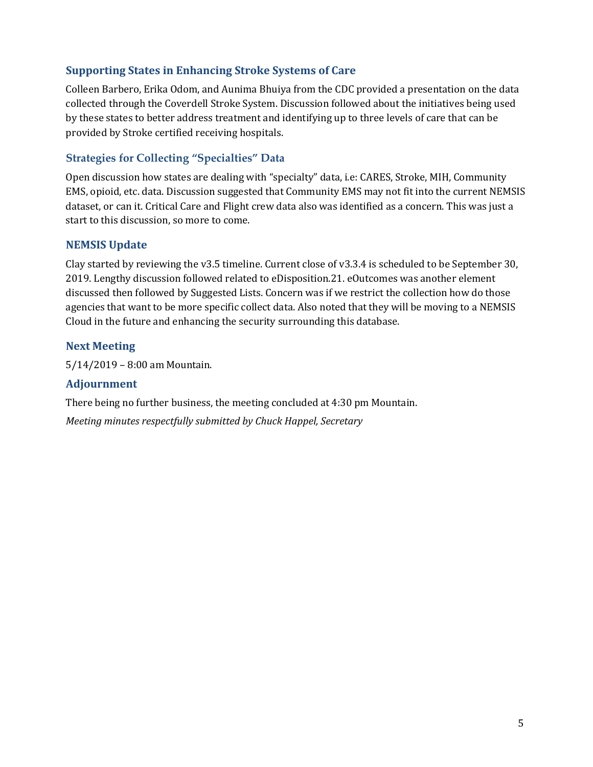## Supporting States in Enhancing Stroke Systems of Care

Colleen Barbero, Erika Odom, and Aunima Bhuiya from the CDC provided a presentation on the data collected through the Coverdell Stroke System. Discussion followed about the initiatives being used by these states to better address treatment and identifying up to three levels of care that can be provided by Stroke certified receiving hospitals.

## Strategies for Collecting "Specialties" Data

Open discussion how states are dealing with "specialty" data, i.e: CARES, Stroke, MIH, Community EMS, opioid, etc. data. Discussion suggested that Community EMS may not fit into the current NEMSIS dataset, or can it. Critical Care and Flight crew data also was identified as a concern. This was just a start to this discussion, so more to come.

## NEMSIS Update

Clay started by reviewing the v3.5 timeline. Current close of v3.3.4 is scheduled to be September 30, 2019. Lengthy discussion followed related to eDisposition.21. eOutcomes was another element discussed then followed by Suggested Lists. Concern was if we restrict the collection how do those agencies that want to be more specific collect data. Also noted that they will be moving to a NEMSIS Cloud in the future and enhancing the security surrounding this database.

## Next Meeting

5/14/2019 – 8:00 am Mountain.

## Adjournment

There being no further business, the meeting concluded at 4:30 pm Mountain.

*Meeting minutes respectfully submitted by Chuck Happel, Secretary*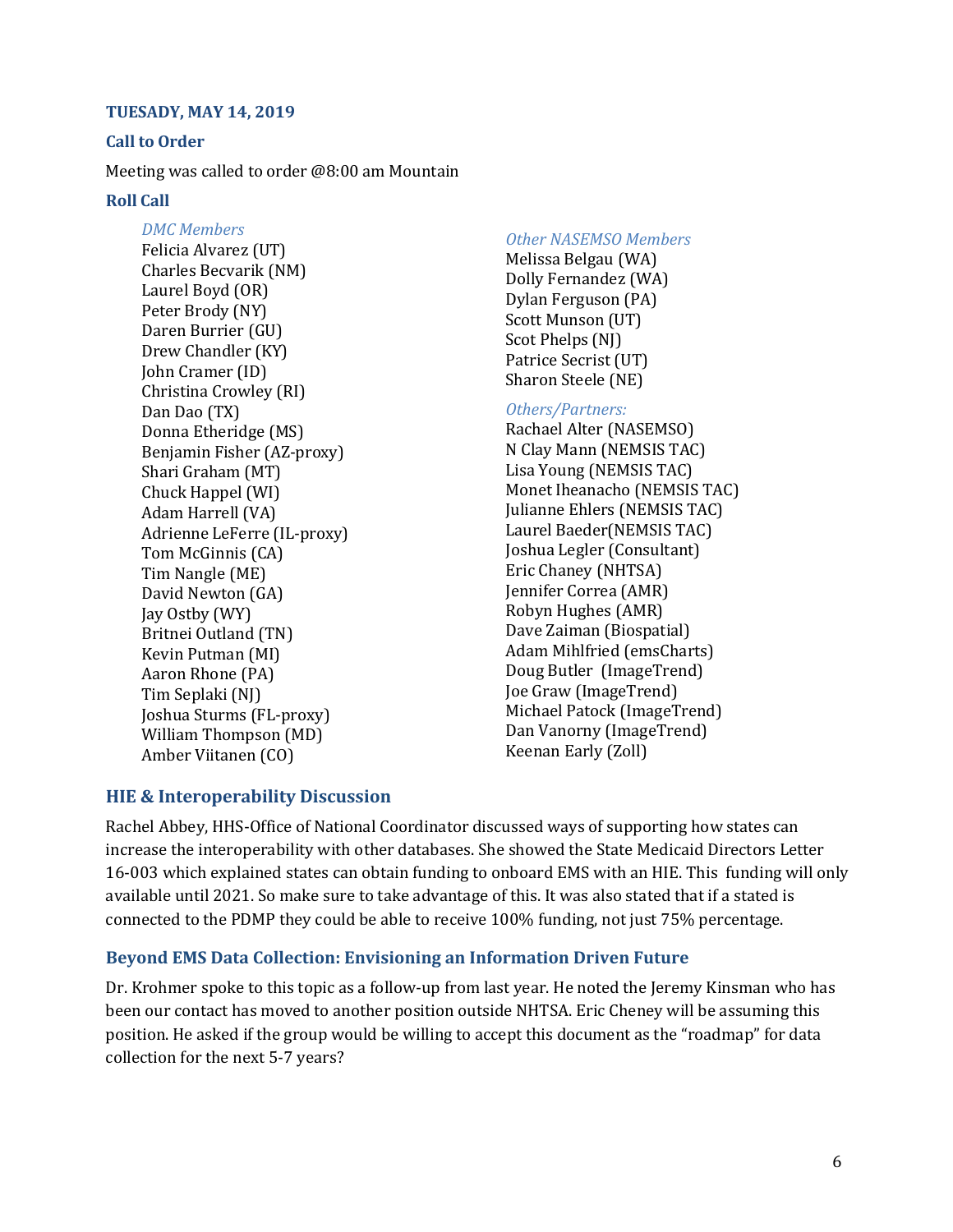**TUESADY, MAY 14, 2019**

**Call to Order**

Meeting was called to order @8:00 am Mountain

**Roll Call**

*DMC Members*

Felicia Alvarez (UT)
Charles Becvarik (NM)
Laurel Boyd (OR)
Peter Brody (NY)
Daren Burrier (GU)
Drew Chandler (KY)
John Cramer (ID)
Christina Crowley (RI)
Dan Dao (TX)
Donna Etheridge (MS)
Benjamin Fisher (AZ-proxy)
Shari Graham (MT)
Chuck Happel (WI)
Adam Harrell (VA)
Adrienne LeFerre (IL-proxy)
Tom McGinnis (CA)
Tim Nangle (ME)
David Newton (GA)
Jay Ostby (WY)
Britnei Outland (TN)
Kevin Putman (MI)
Aaron Rhone (PA)
Tim Seplaki (NJ)
Joshua Sturms (FL-proxy)
William Thompson (MD)
Amber Viitanen (CO)

*Other NASEMSO Members*

Melissa Belgau (WA)
Dolly Fernandez (WA)
Dylan Ferguson (PA)
Scott Munson (UT)
Scot Phelps (NJ)
Patrice Secrist (UT)
Sharon Steele (NE)

*Others/Partners:*

Rachael Alter (NASEMSO)
N Clay Mann (NEMSIS TAC)
Lisa Young (NEMSIS TAC)
Monet Iheanacho (NEMSIS TAC)
Julianne Ehlers (NEMSIS TAC)
Laurel Baeder(NEMSIS TAC)
Joshua Legler (Consultant)
Eric Chaney (NHTSA)
Jennifer Correa (AMR)
Robyn Hughes (AMR)
Dave Zaiman (Biospatial)
Adam Mihlfried (emsCharts)
Doug Butler (ImageTrend)
Joe Graw (ImageTrend)
Michael Patock (ImageTrend)
Dan Vanorny (ImageTrend)
Keenan Early (Zoll)

## HIE & Interoperability Discussion

Rachel Abbey, HHS-Office of National Coordinator discussed ways of supporting how states can increase the interoperability with other databases. She showed the State Medicaid Directors Letter 16-003 which explained states can obtain funding to onboard EMS with an HIE. This funding will only available until 2021. So make sure to take advantage of this. It was also stated that if a stated is connected to the PDMP they could be able to receive 100% funding, not just 75% percentage.

## Beyond EMS Data Collection: Envisioning an Information Driven Future

Dr. Krohmer spoke to this topic as a follow-up from last year. He noted the Jeremy Kinsman who has been our contact has moved to another position outside NHTSA. Eric Cheney will be assuming this position. He asked if the group would be willing to accept this document as the "roadmap" for data collection for the next 5-7 years?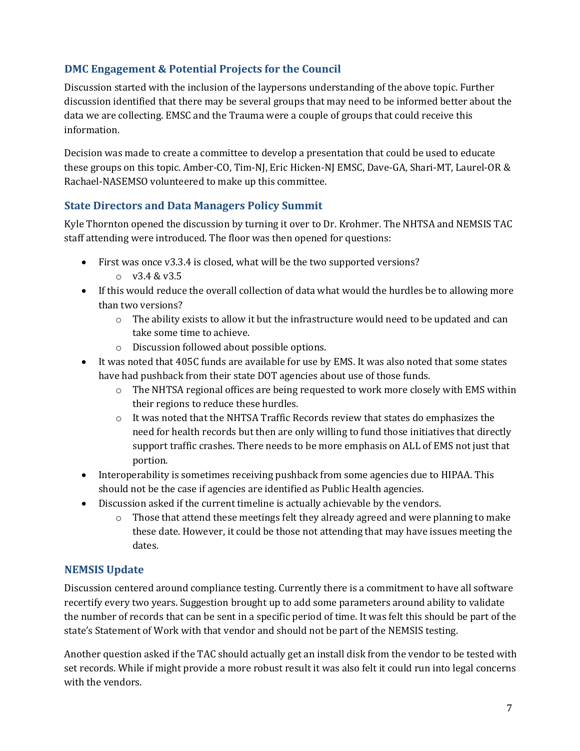## DMC Engagement & Potential Projects for the Council

Discussion started with the inclusion of the laypersons understanding of the above topic. Further discussion identified that there may be several groups that may need to be informed better about the data we are collecting. EMSC and the Trauma were a couple of groups that could receive this information.

Decision was made to create a committee to develop a presentation that could be used to educate these groups on this topic. Amber-CO, Tim-NJ, Eric Hicken-NJ EMSC, Dave-GA, Shari-MT, Laurel-OR & Rachael-NASEMSO volunteered to make up this committee.

## State Directors and Data Managers Policy Summit

Kyle Thornton opened the discussion by turning it over to Dr. Krohmer. The NHTSA and NEMSIS TAC staff attending were introduced. The floor was then opened for questions:

- First was once v3.3.4 is closed, what will be the two supported versions?
  - v3.4 & v3.5
- If this would reduce the overall collection of data what would the hurdles be to allowing more than two versions?
  - The ability exists to allow it but the infrastructure would need to be updated and can take some time to achieve.
  - Discussion followed about possible options.
- It was noted that 405C funds are available for use by EMS. It was also noted that some states have had pushback from their state DOT agencies about use of those funds.
  - The NHTSA regional offices are being requested to work more closely with EMS within their regions to reduce these hurdles.
  - It was noted that the NHTSA Traffic Records review that states do emphasizes the need for health records but then are only willing to fund those initiatives that directly support traffic crashes. There needs to be more emphasis on ALL of EMS not just that portion.
- Interoperability is sometimes receiving pushback from some agencies due to HIPAA. This should not be the case if agencies are identified as Public Health agencies.
- Discussion asked if the current timeline is actually achievable by the vendors.
  - Those that attend these meetings felt they already agreed and were planning to make these date. However, it could be those not attending that may have issues meeting the dates.

## NEMSIS Update

Discussion centered around compliance testing. Currently there is a commitment to have all software recertify every two years. Suggestion brought up to add some parameters around ability to validate the number of records that can be sent in a specific period of time. It was felt this should be part of the state's Statement of Work with that vendor and should not be part of the NEMSIS testing.

Another question asked if the TAC should actually get an install disk from the vendor to be tested with set records. While if might provide a more robust result it was also felt it could run into legal concerns with the vendors.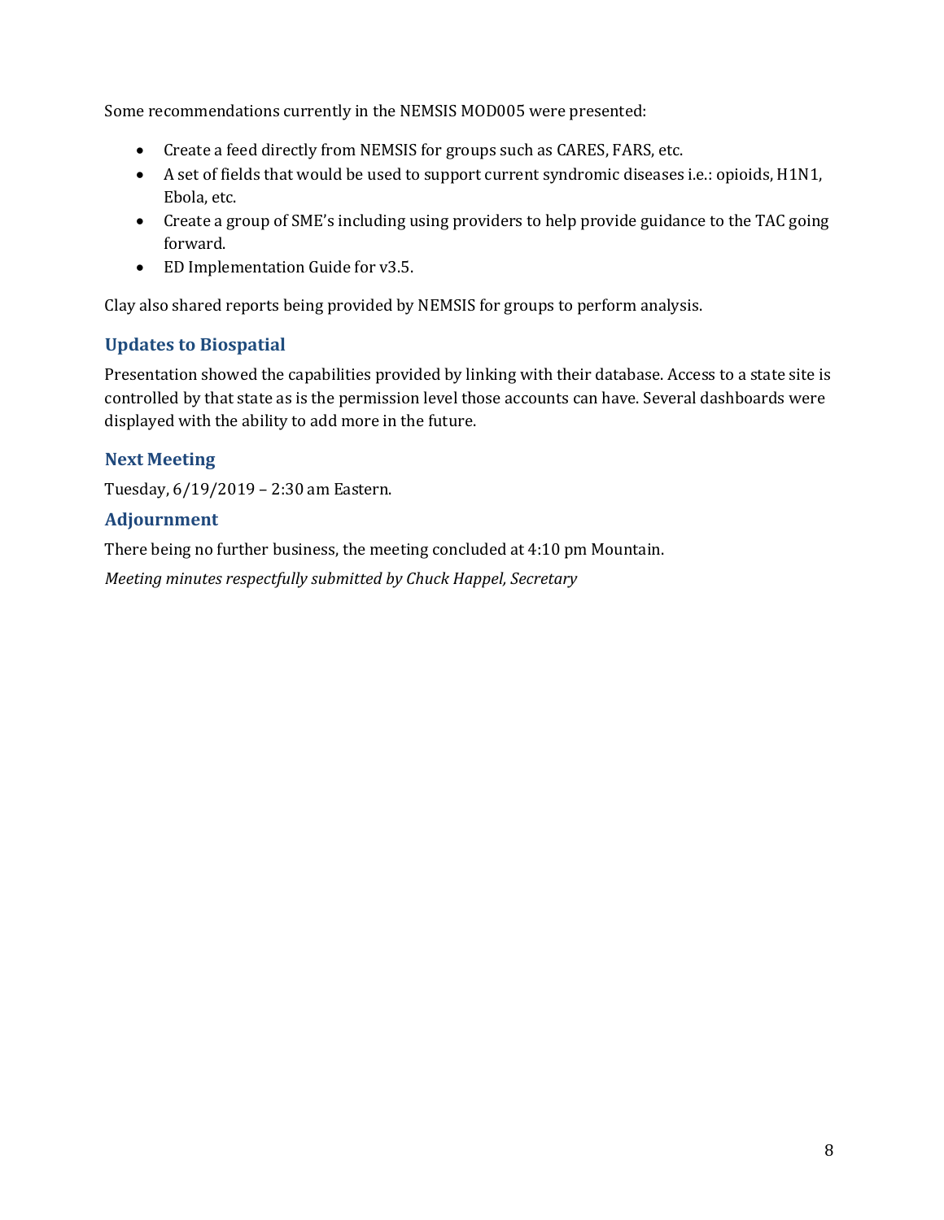Some recommendations currently in the NEMSIS MOD005 were presented:

- Create a feed directly from NEMSIS for groups such as CARES, FARS, etc.
- A set of fields that would be used to support current syndromic diseases i.e.: opioids, H1N1, Ebola, etc.
- Create a group of SME's including using providers to help provide guidance to the TAC going forward.
- ED Implementation Guide for v3.5.

Clay also shared reports being provided by NEMSIS for groups to perform analysis.

## Updates to Biospatial

Presentation showed the capabilities provided by linking with their database. Access to a state site is controlled by that state as is the permission level those accounts can have. Several dashboards were displayed with the ability to add more in the future.

## Next Meeting

Tuesday, 6/19/2019 – 2:30 am Eastern.

## Adjournment

There being no further business, the meeting concluded at 4:10 pm Mountain.

*Meeting minutes respectfully submitted by Chuck Happel, Secretary*